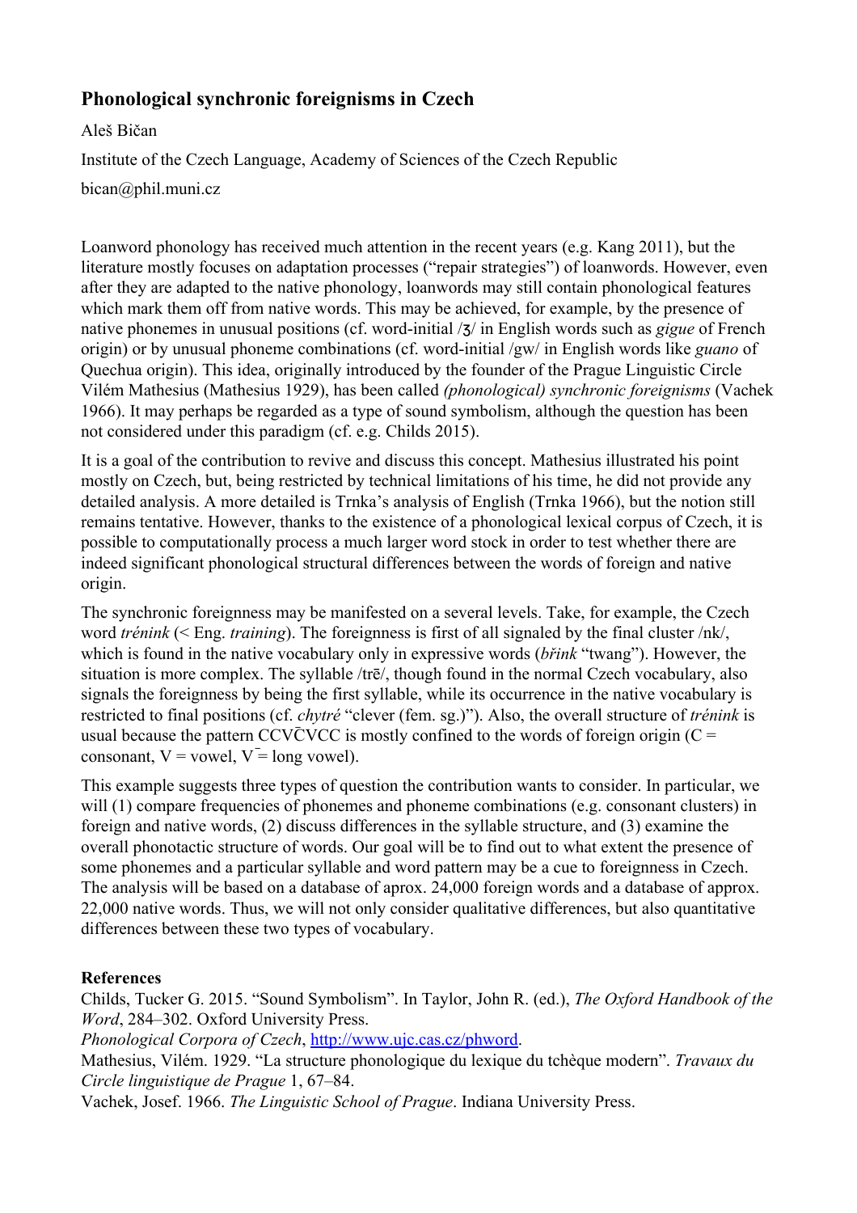# Phonological synchronic foreignisms in Czech

Aleš Bičan

Institute of the Czech Language, Academy of Sciences of the Czech Republic

bican@phil.muni.cz

Loanword phonology has received much attention in the recent years (e.g. Kang 2011), but the literature mostly focuses on adaptation processes ("repair strategies") of loanwords. However, even after they are adapted to the native phonology, loanwords may still contain phonological features which mark them off from native words. This may be achieved, for example, by the presence of native phonemes in unusual positions (cf. word-initial /ʒ/ in English words such as *gigue* of French origin) or by unusual phoneme combinations (cf. word-initial /gw/ in English words like *guano* of Quechua origin). This idea, originally introduced by the founder of the Prague Linguistic Circle Vilém Mathesius (Mathesius 1929), has been called *(phonological) synchronic foreignisms* (Vachek 1966). It may perhaps be regarded as a type of sound symbolism, although the question has been not considered under this paradigm (cf. e.g. Childs 2015).

It is a goal of the contribution to revive and discuss this concept. Mathesius illustrated his point mostly on Czech, but, being restricted by technical limitations of his time, he did not provide any detailed analysis. A more detailed is Trnka's analysis of English (Trnka 1966), but the notion still remains tentative. However, thanks to the existence of a phonological lexical corpus of Czech, it is possible to computationally process a much larger word stock in order to test whether there are indeed significant phonological structural differences between the words of foreign and native origin.

The synchronic foreignness may be manifested on a several levels. Take, for example, the Czech word *trénink* (< Eng. *training*). The foreignness is first of all signaled by the final cluster /nk/, which is found in the native vocabulary only in expressive words (*břink* "twang"). However, the situation is more complex. The syllable /trē/, though found in the normal Czech vocabulary, also signals the foreignness by being the first syllable, while its occurrence in the native vocabulary is restricted to final positions (cf. *chytré* "clever (fem. sg.)"). Also, the overall structure of *trénink* is usual because the pattern CCV̄CVCC is mostly confined to the words of foreign origin (C = consonant, V = vowel, V̄ = long vowel).

This example suggests three types of question the contribution wants to consider. In particular, we will (1) compare frequencies of phonemes and phoneme combinations (e.g. consonant clusters) in foreign and native words, (2) discuss differences in the syllable structure, and (3) examine the overall phonotactic structure of words. Our goal will be to find out to what extent the presence of some phonemes and a particular syllable and word pattern may be a cue to foreignness in Czech. The analysis will be based on a database of aprox. 24,000 foreign words and a database of approx. 22,000 native words. Thus, we will not only consider qualitative differences, but also quantitative differences between these two types of vocabulary.

**References**

Childs, Tucker G. 2015. "Sound Symbolism". In Taylor, John R. (ed.), *The Oxford Handbook of the Word*, 284–302. Oxford University Press.

*Phonological Corpora of Czech*, http://www.ujc.cas.cz/phword.

Mathesius, Vilém. 1929. "La structure phonologique du lexique du tchèque modern". *Travaux du Circle linguistique de Prague* 1, 67–84.

Vachek, Josef. 1966. *The Linguistic School of Prague*. Indiana University Press.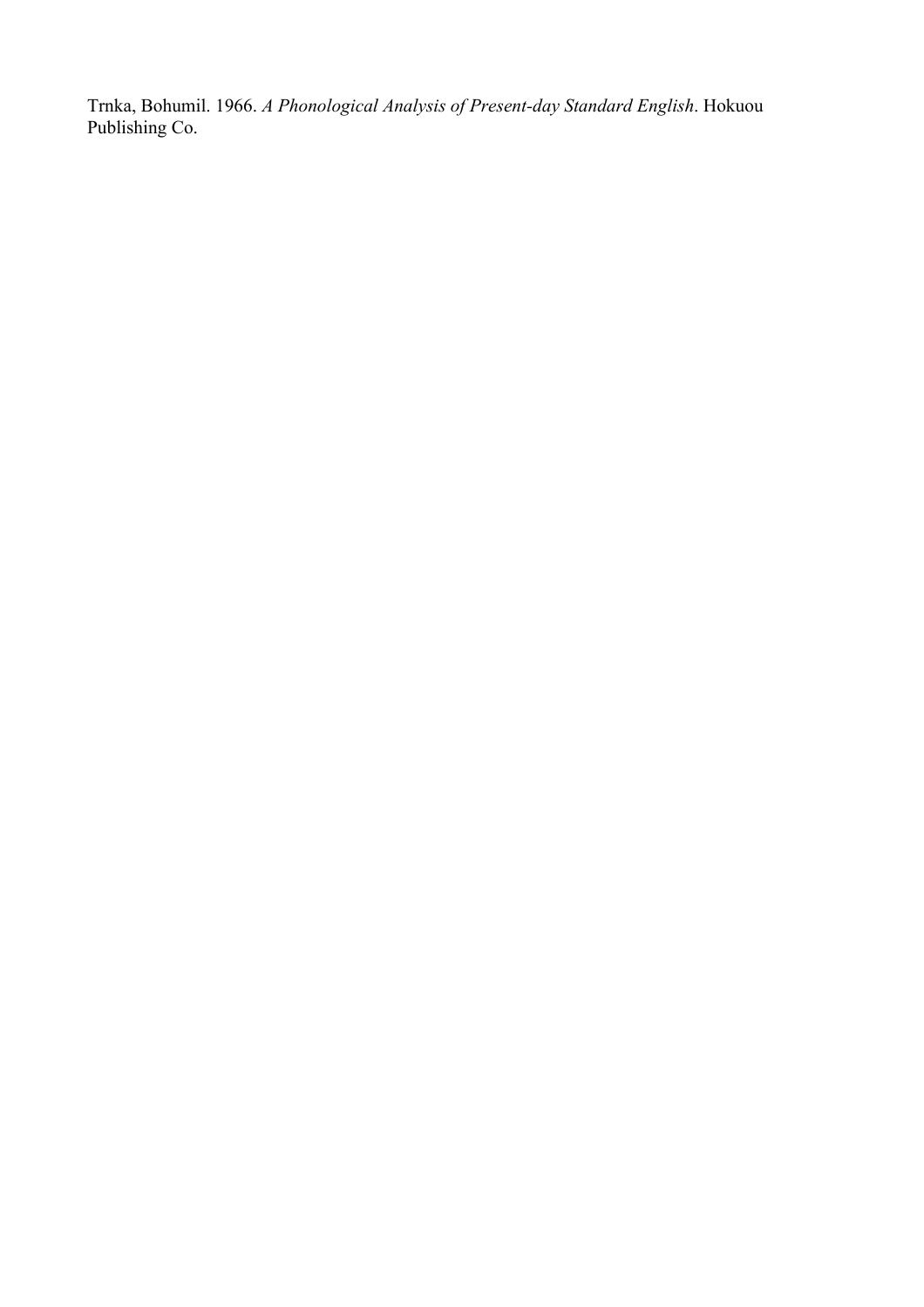Trnka, Bohumil. 1966. *A Phonological Analysis of Present-day Standard English*. Hokuou Publishing Co.